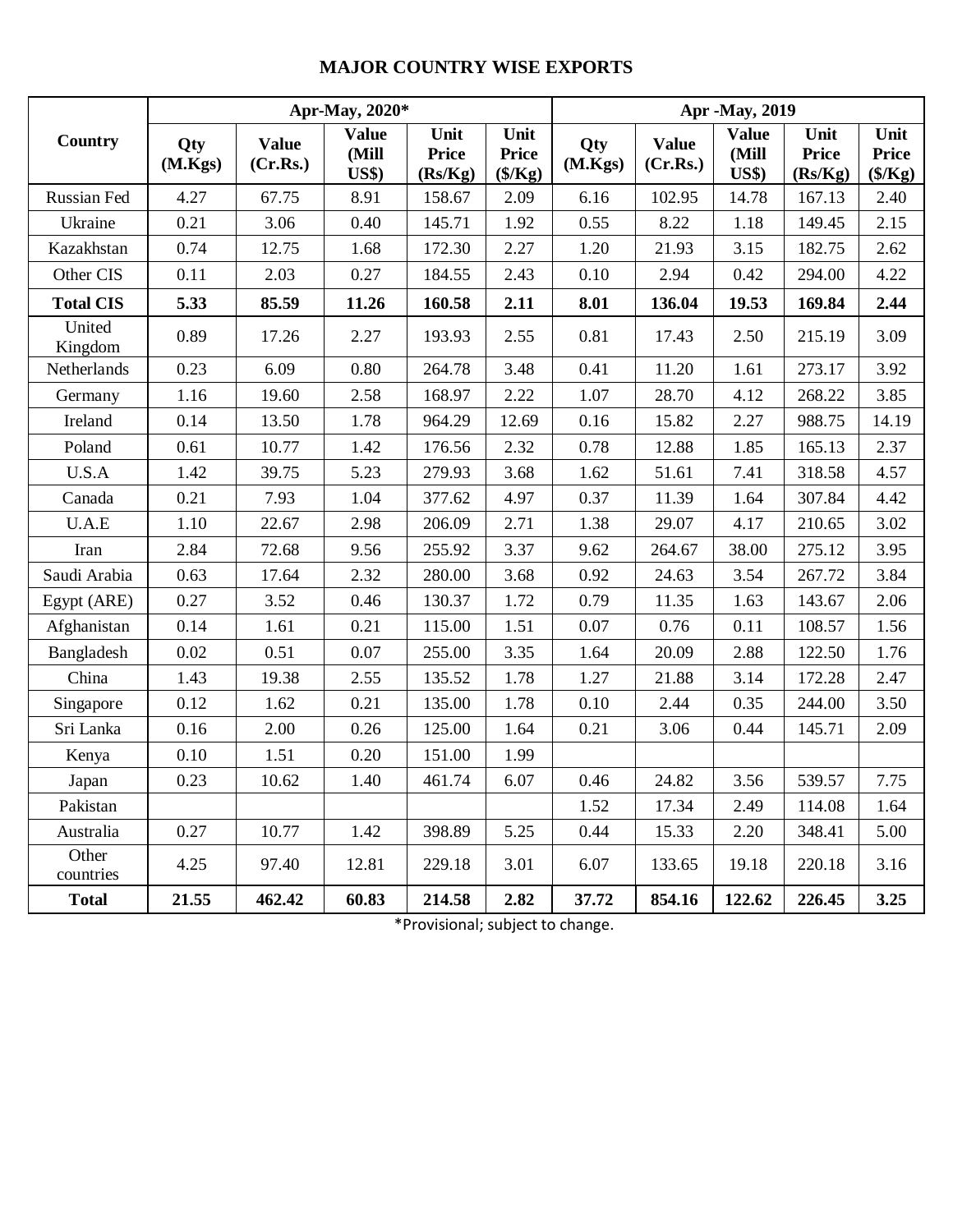## MAJOR COUNTRY WISE EXPORTS

| Country | Apr-May, 2020* | | | | | Apr -May, 2019 | | | | |
|---|---|---|---|---|---|---|---|---|---|---|
| | Qty (M.Kgs) | Value (Cr.Rs.) | Value (Mill US$) | Unit Price (Rs/Kg) | Unit Price ($/Kg) | Qty (M.Kgs) | Value (Cr.Rs.) | Value (Mill US$) | Unit Price (Rs/Kg) | Unit Price ($/Kg) |
| Russian Fed | 4.27 | 67.75 | 8.91 | 158.67 | 2.09 | 6.16 | 102.95 | 14.78 | 167.13 | 2.40 |
| Ukraine | 0.21 | 3.06 | 0.40 | 145.71 | 1.92 | 0.55 | 8.22 | 1.18 | 149.45 | 2.15 |
| Kazakhstan | 0.74 | 12.75 | 1.68 | 172.30 | 2.27 | 1.20 | 21.93 | 3.15 | 182.75 | 2.62 |
| Other CIS | 0.11 | 2.03 | 0.27 | 184.55 | 2.43 | 0.10 | 2.94 | 0.42 | 294.00 | 4.22 |
| **Total CIS** | **5.33** | **85.59** | **11.26** | **160.58** | **2.11** | **8.01** | **136.04** | **19.53** | **169.84** | **2.44** |
| United Kingdom | 0.89 | 17.26 | 2.27 | 193.93 | 2.55 | 0.81 | 17.43 | 2.50 | 215.19 | 3.09 |
| Netherlands | 0.23 | 6.09 | 0.80 | 264.78 | 3.48 | 0.41 | 11.20 | 1.61 | 273.17 | 3.92 |
| Germany | 1.16 | 19.60 | 2.58 | 168.97 | 2.22 | 1.07 | 28.70 | 4.12 | 268.22 | 3.85 |
| Ireland | 0.14 | 13.50 | 1.78 | 964.29 | 12.69 | 0.16 | 15.82 | 2.27 | 988.75 | 14.19 |
| Poland | 0.61 | 10.77 | 1.42 | 176.56 | 2.32 | 0.78 | 12.88 | 1.85 | 165.13 | 2.37 |
| U.S.A | 1.42 | 39.75 | 5.23 | 279.93 | 3.68 | 1.62 | 51.61 | 7.41 | 318.58 | 4.57 |
| Canada | 0.21 | 7.93 | 1.04 | 377.62 | 4.97 | 0.37 | 11.39 | 1.64 | 307.84 | 4.42 |
| U.A.E | 1.10 | 22.67 | 2.98 | 206.09 | 2.71 | 1.38 | 29.07 | 4.17 | 210.65 | 3.02 |
| Iran | 2.84 | 72.68 | 9.56 | 255.92 | 3.37 | 9.62 | 264.67 | 38.00 | 275.12 | 3.95 |
| Saudi Arabia | 0.63 | 17.64 | 2.32 | 280.00 | 3.68 | 0.92 | 24.63 | 3.54 | 267.72 | 3.84 |
| Egypt (ARE) | 0.27 | 3.52 | 0.46 | 130.37 | 1.72 | 0.79 | 11.35 | 1.63 | 143.67 | 2.06 |
| Afghanistan | 0.14 | 1.61 | 0.21 | 115.00 | 1.51 | 0.07 | 0.76 | 0.11 | 108.57 | 1.56 |
| Bangladesh | 0.02 | 0.51 | 0.07 | 255.00 | 3.35 | 1.64 | 20.09 | 2.88 | 122.50 | 1.76 |
| China | 1.43 | 19.38 | 2.55 | 135.52 | 1.78 | 1.27 | 21.88 | 3.14 | 172.28 | 2.47 |
| Singapore | 0.12 | 1.62 | 0.21 | 135.00 | 1.78 | 0.10 | 2.44 | 0.35 | 244.00 | 3.50 |
| Sri Lanka | 0.16 | 2.00 | 0.26 | 125.00 | 1.64 | 0.21 | 3.06 | 0.44 | 145.71 | 2.09 |
| Kenya | 0.10 | 1.51 | 0.20 | 151.00 | 1.99 | | | | | |
| Japan | 0.23 | 10.62 | 1.40 | 461.74 | 6.07 | 0.46 | 24.82 | 3.56 | 539.57 | 7.75 |
| Pakistan | | | | | | 1.52 | 17.34 | 2.49 | 114.08 | 1.64 |
| Australia | 0.27 | 10.77 | 1.42 | 398.89 | 5.25 | 0.44 | 15.33 | 2.20 | 348.41 | 5.00 |
| Other countries | 4.25 | 97.40 | 12.81 | 229.18 | 3.01 | 6.07 | 133.65 | 19.18 | 220.18 | 3.16 |
| **Total** | **21.55** | **462.42** | **60.83** | **214.58** | **2.82** | **37.72** | **854.16** | **122.62** | **226.45** | **3.25** |

*Provisional; subject to change.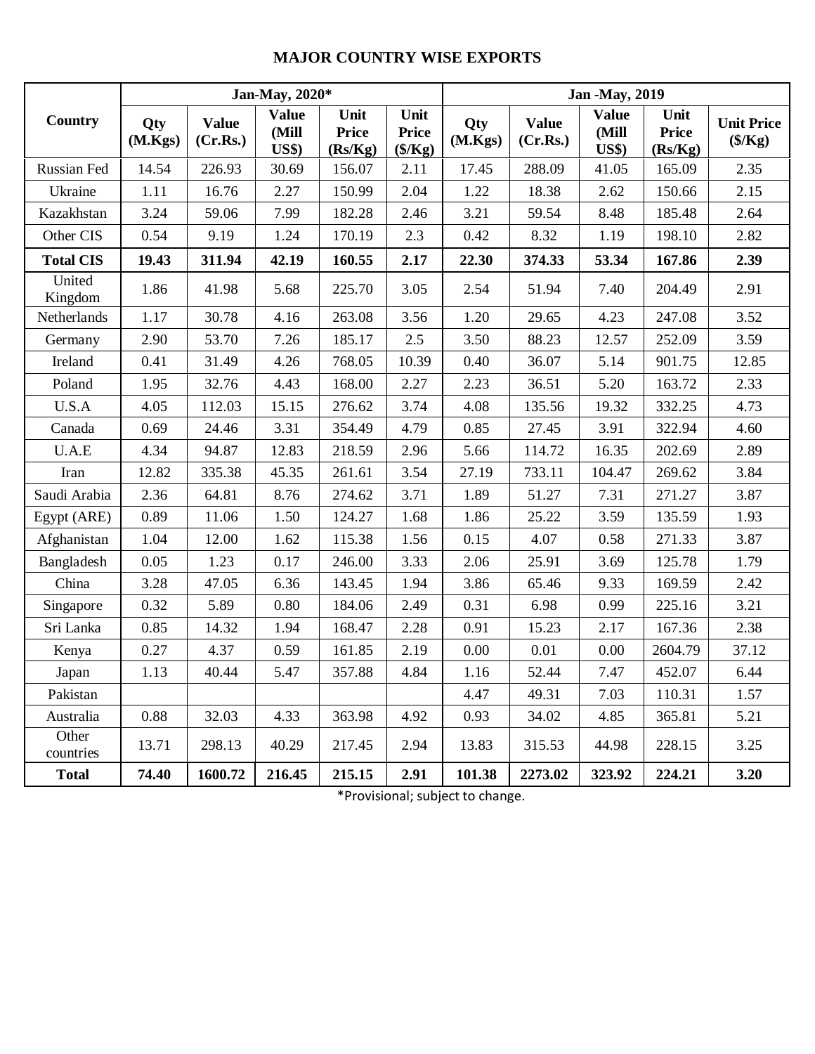# MAJOR COUNTRY WISE EXPORTS

| Country | Jan-May, 2020* | | | | | Jan -May, 2019 | | | | |
|---|---|---|---|---|---|---|---|---|---|---|
| | Qty (M.Kgs) | Value (Cr.Rs.) | Value (Mill US$) | Unit Price (Rs/Kg) | Unit Price ($/Kg) | Qty (M.Kgs) | Value (Cr.Rs.) | Value (Mill US$) | Unit Price (Rs/Kg) | Unit Price ($/Kg) |
| Russian Fed | 14.54 | 226.93 | 30.69 | 156.07 | 2.11 | 17.45 | 288.09 | 41.05 | 165.09 | 2.35 |
| Ukraine | 1.11 | 16.76 | 2.27 | 150.99 | 2.04 | 1.22 | 18.38 | 2.62 | 150.66 | 2.15 |
| Kazakhstan | 3.24 | 59.06 | 7.99 | 182.28 | 2.46 | 3.21 | 59.54 | 8.48 | 185.48 | 2.64 |
| Other CIS | 0.54 | 9.19 | 1.24 | 170.19 | 2.3 | 0.42 | 8.32 | 1.19 | 198.10 | 2.82 |
| **Total CIS** | **19.43** | **311.94** | **42.19** | **160.55** | **2.17** | **22.30** | **374.33** | **53.34** | **167.86** | **2.39** |
| United Kingdom | 1.86 | 41.98 | 5.68 | 225.70 | 3.05 | 2.54 | 51.94 | 7.40 | 204.49 | 2.91 |
| Netherlands | 1.17 | 30.78 | 4.16 | 263.08 | 3.56 | 1.20 | 29.65 | 4.23 | 247.08 | 3.52 |
| Germany | 2.90 | 53.70 | 7.26 | 185.17 | 2.5 | 3.50 | 88.23 | 12.57 | 252.09 | 3.59 |
| Ireland | 0.41 | 31.49 | 4.26 | 768.05 | 10.39 | 0.40 | 36.07 | 5.14 | 901.75 | 12.85 |
| Poland | 1.95 | 32.76 | 4.43 | 168.00 | 2.27 | 2.23 | 36.51 | 5.20 | 163.72 | 2.33 |
| U.S.A | 4.05 | 112.03 | 15.15 | 276.62 | 3.74 | 4.08 | 135.56 | 19.32 | 332.25 | 4.73 |
| Canada | 0.69 | 24.46 | 3.31 | 354.49 | 4.79 | 0.85 | 27.45 | 3.91 | 322.94 | 4.60 |
| U.A.E | 4.34 | 94.87 | 12.83 | 218.59 | 2.96 | 5.66 | 114.72 | 16.35 | 202.69 | 2.89 |
| Iran | 12.82 | 335.38 | 45.35 | 261.61 | 3.54 | 27.19 | 733.11 | 104.47 | 269.62 | 3.84 |
| Saudi Arabia | 2.36 | 64.81 | 8.76 | 274.62 | 3.71 | 1.89 | 51.27 | 7.31 | 271.27 | 3.87 |
| Egypt (ARE) | 0.89 | 11.06 | 1.50 | 124.27 | 1.68 | 1.86 | 25.22 | 3.59 | 135.59 | 1.93 |
| Afghanistan | 1.04 | 12.00 | 1.62 | 115.38 | 1.56 | 0.15 | 4.07 | 0.58 | 271.33 | 3.87 |
| Bangladesh | 0.05 | 1.23 | 0.17 | 246.00 | 3.33 | 2.06 | 25.91 | 3.69 | 125.78 | 1.79 |
| China | 3.28 | 47.05 | 6.36 | 143.45 | 1.94 | 3.86 | 65.46 | 9.33 | 169.59 | 2.42 |
| Singapore | 0.32 | 5.89 | 0.80 | 184.06 | 2.49 | 0.31 | 6.98 | 0.99 | 225.16 | 3.21 |
| Sri Lanka | 0.85 | 14.32 | 1.94 | 168.47 | 2.28 | 0.91 | 15.23 | 2.17 | 167.36 | 2.38 |
| Kenya | 0.27 | 4.37 | 0.59 | 161.85 | 2.19 | 0.00 | 0.01 | 0.00 | 2604.79 | 37.12 |
| Japan | 1.13 | 40.44 | 5.47 | 357.88 | 4.84 | 1.16 | 52.44 | 7.47 | 452.07 | 6.44 |
| Pakistan | | | | | | 4.47 | 49.31 | 7.03 | 110.31 | 1.57 |
| Australia | 0.88 | 32.03 | 4.33 | 363.98 | 4.92 | 0.93 | 34.02 | 4.85 | 365.81 | 5.21 |
| Other countries | 13.71 | 298.13 | 40.29 | 217.45 | 2.94 | 13.83 | 315.53 | 44.98 | 228.15 | 3.25 |
| **Total** | **74.40** | **1600.72** | **216.45** | **215.15** | **2.91** | **101.38** | **2273.02** | **323.92** | **224.21** | **3.20** |

*Provisional; subject to change.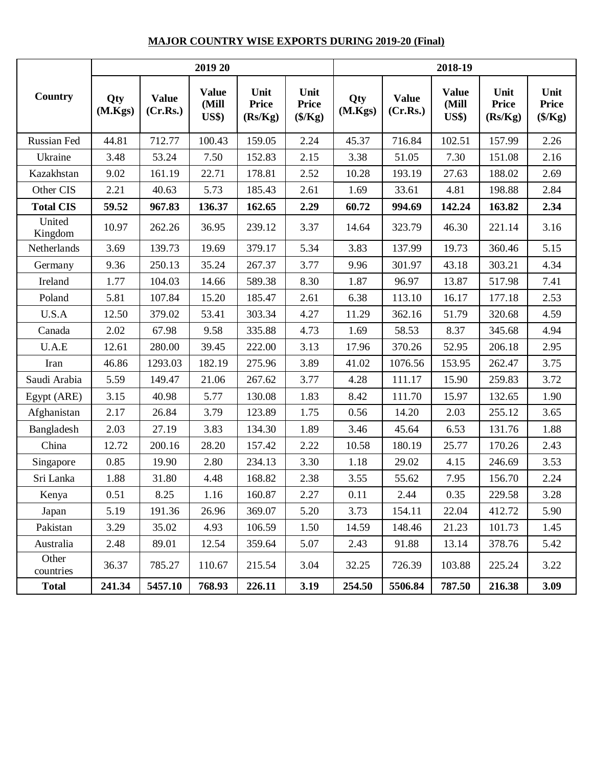## MAJOR COUNTRY WISE EXPORTS DURING 2019-20 (Final)

| Country | 2019 20 | | | | | 2018-19 | | | | |
|---|---|---|---|---|---|---|---|---|---|---|
| | Qty (M.Kgs) | Value (Cr.Rs.) | Value (Mill US$) | Unit Price (Rs/Kg) | Unit Price ($/Kg) | Qty (M.Kgs) | Value (Cr.Rs.) | Value (Mill US$) | Unit Price (Rs/Kg) | Unit Price ($/Kg) |
| Russian Fed | 44.81 | 712.77 | 100.43 | 159.05 | 2.24 | 45.37 | 716.84 | 102.51 | 157.99 | 2.26 |
| Ukraine | 3.48 | 53.24 | 7.50 | 152.83 | 2.15 | 3.38 | 51.05 | 7.30 | 151.08 | 2.16 |
| Kazakhstan | 9.02 | 161.19 | 22.71 | 178.81 | 2.52 | 10.28 | 193.19 | 27.63 | 188.02 | 2.69 |
| Other CIS | 2.21 | 40.63 | 5.73 | 185.43 | 2.61 | 1.69 | 33.61 | 4.81 | 198.88 | 2.84 |
| **Total CIS** | **59.52** | **967.83** | **136.37** | **162.65** | **2.29** | **60.72** | **994.69** | **142.24** | **163.82** | **2.34** |
| United Kingdom | 10.97 | 262.26 | 36.95 | 239.12 | 3.37 | 14.64 | 323.79 | 46.30 | 221.14 | 3.16 |
| Netherlands | 3.69 | 139.73 | 19.69 | 379.17 | 5.34 | 3.83 | 137.99 | 19.73 | 360.46 | 5.15 |
| Germany | 9.36 | 250.13 | 35.24 | 267.37 | 3.77 | 9.96 | 301.97 | 43.18 | 303.21 | 4.34 |
| Ireland | 1.77 | 104.03 | 14.66 | 589.38 | 8.30 | 1.87 | 96.97 | 13.87 | 517.98 | 7.41 |
| Poland | 5.81 | 107.84 | 15.20 | 185.47 | 2.61 | 6.38 | 113.10 | 16.17 | 177.18 | 2.53 |
| U.S.A | 12.50 | 379.02 | 53.41 | 303.34 | 4.27 | 11.29 | 362.16 | 51.79 | 320.68 | 4.59 |
| Canada | 2.02 | 67.98 | 9.58 | 335.88 | 4.73 | 1.69 | 58.53 | 8.37 | 345.68 | 4.94 |
| U.A.E | 12.61 | 280.00 | 39.45 | 222.00 | 3.13 | 17.96 | 370.26 | 52.95 | 206.18 | 2.95 |
| Iran | 46.86 | 1293.03 | 182.19 | 275.96 | 3.89 | 41.02 | 1076.56 | 153.95 | 262.47 | 3.75 |
| Saudi Arabia | 5.59 | 149.47 | 21.06 | 267.62 | 3.77 | 4.28 | 111.17 | 15.90 | 259.83 | 3.72 |
| Egypt (ARE) | 3.15 | 40.98 | 5.77 | 130.08 | 1.83 | 8.42 | 111.70 | 15.97 | 132.65 | 1.90 |
| Afghanistan | 2.17 | 26.84 | 3.79 | 123.89 | 1.75 | 0.56 | 14.20 | 2.03 | 255.12 | 3.65 |
| Bangladesh | 2.03 | 27.19 | 3.83 | 134.30 | 1.89 | 3.46 | 45.64 | 6.53 | 131.76 | 1.88 |
| China | 12.72 | 200.16 | 28.20 | 157.42 | 2.22 | 10.58 | 180.19 | 25.77 | 170.26 | 2.43 |
| Singapore | 0.85 | 19.90 | 2.80 | 234.13 | 3.30 | 1.18 | 29.02 | 4.15 | 246.69 | 3.53 |
| Sri Lanka | 1.88 | 31.80 | 4.48 | 168.82 | 2.38 | 3.55 | 55.62 | 7.95 | 156.70 | 2.24 |
| Kenya | 0.51 | 8.25 | 1.16 | 160.87 | 2.27 | 0.11 | 2.44 | 0.35 | 229.58 | 3.28 |
| Japan | 5.19 | 191.36 | 26.96 | 369.07 | 5.20 | 3.73 | 154.11 | 22.04 | 412.72 | 5.90 |
| Pakistan | 3.29 | 35.02 | 4.93 | 106.59 | 1.50 | 14.59 | 148.46 | 21.23 | 101.73 | 1.45 |
| Australia | 2.48 | 89.01 | 12.54 | 359.64 | 5.07 | 2.43 | 91.88 | 13.14 | 378.76 | 5.42 |
| Other countries | 36.37 | 785.27 | 110.67 | 215.54 | 3.04 | 32.25 | 726.39 | 103.88 | 225.24 | 3.22 |
| **Total** | **241.34** | **5457.10** | **768.93** | **226.11** | **3.19** | **254.50** | **5506.84** | **787.50** | **216.38** | **3.09** |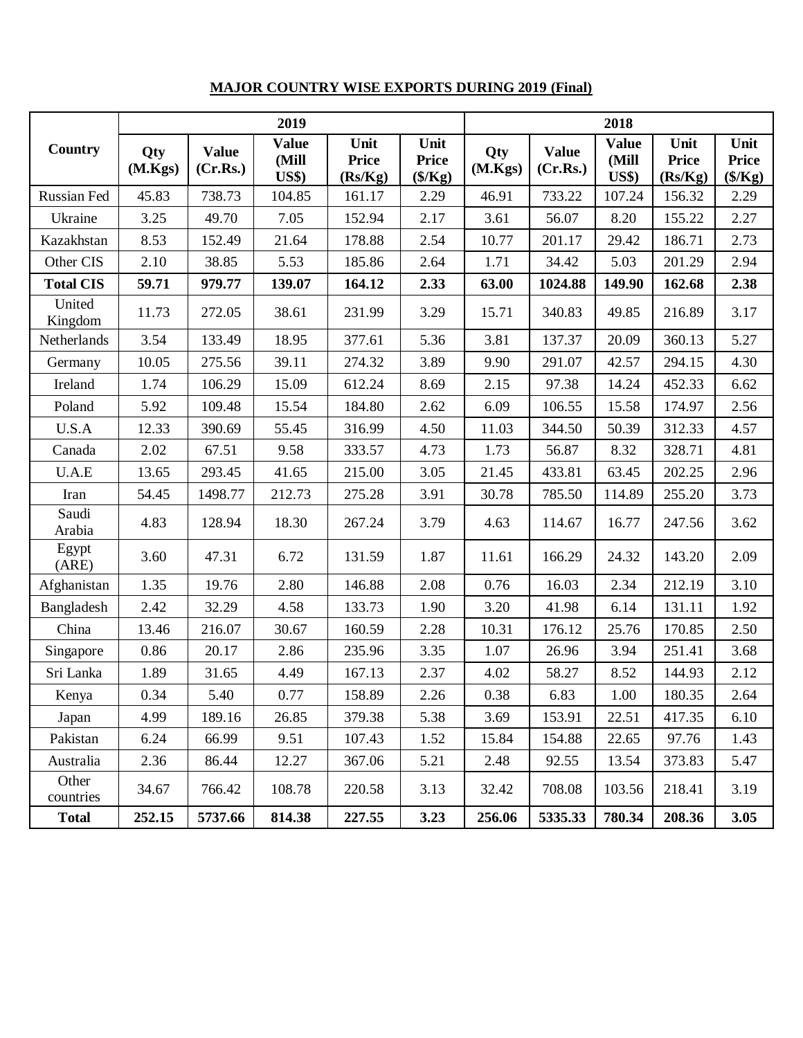**MAJOR COUNTRY WISE EXPORTS DURING 2019 (Final)**

| Country | 2019 | | | | | 2018 | | | | |
|---|---|---|---|---|---|---|---|---|---|---|
| | Qty (M.Kgs) | Value (Cr.Rs.) | Value (Mill US$) | Unit Price (Rs/Kg) | Unit Price ($/Kg) | Qty (M.Kgs) | Value (Cr.Rs.) | Value (Mill US$) | Unit Price (Rs/Kg) | Unit Price ($/Kg) |
| Russian Fed | 45.83 | 738.73 | 104.85 | 161.17 | 2.29 | 46.91 | 733.22 | 107.24 | 156.32 | 2.29 |
| Ukraine | 3.25 | 49.70 | 7.05 | 152.94 | 2.17 | 3.61 | 56.07 | 8.20 | 155.22 | 2.27 |
| Kazakhstan | 8.53 | 152.49 | 21.64 | 178.88 | 2.54 | 10.77 | 201.17 | 29.42 | 186.71 | 2.73 |
| Other CIS | 2.10 | 38.85 | 5.53 | 185.86 | 2.64 | 1.71 | 34.42 | 5.03 | 201.29 | 2.94 |
| **Total CIS** | **59.71** | **979.77** | **139.07** | **164.12** | **2.33** | **63.00** | **1024.88** | **149.90** | **162.68** | **2.38** |
| United Kingdom | 11.73 | 272.05 | 38.61 | 231.99 | 3.29 | 15.71 | 340.83 | 49.85 | 216.89 | 3.17 |
| Netherlands | 3.54 | 133.49 | 18.95 | 377.61 | 5.36 | 3.81 | 137.37 | 20.09 | 360.13 | 5.27 |
| Germany | 10.05 | 275.56 | 39.11 | 274.32 | 3.89 | 9.90 | 291.07 | 42.57 | 294.15 | 4.30 |
| Ireland | 1.74 | 106.29 | 15.09 | 612.24 | 8.69 | 2.15 | 97.38 | 14.24 | 452.33 | 6.62 |
| Poland | 5.92 | 109.48 | 15.54 | 184.80 | 2.62 | 6.09 | 106.55 | 15.58 | 174.97 | 2.56 |
| U.S.A | 12.33 | 390.69 | 55.45 | 316.99 | 4.50 | 11.03 | 344.50 | 50.39 | 312.33 | 4.57 |
| Canada | 2.02 | 67.51 | 9.58 | 333.57 | 4.73 | 1.73 | 56.87 | 8.32 | 328.71 | 4.81 |
| U.A.E | 13.65 | 293.45 | 41.65 | 215.00 | 3.05 | 21.45 | 433.81 | 63.45 | 202.25 | 2.96 |
| Iran | 54.45 | 1498.77 | 212.73 | 275.28 | 3.91 | 30.78 | 785.50 | 114.89 | 255.20 | 3.73 |
| Saudi Arabia | 4.83 | 128.94 | 18.30 | 267.24 | 3.79 | 4.63 | 114.67 | 16.77 | 247.56 | 3.62 |
| Egypt (ARE) | 3.60 | 47.31 | 6.72 | 131.59 | 1.87 | 11.61 | 166.29 | 24.32 | 143.20 | 2.09 |
| Afghanistan | 1.35 | 19.76 | 2.80 | 146.88 | 2.08 | 0.76 | 16.03 | 2.34 | 212.19 | 3.10 |
| Bangladesh | 2.42 | 32.29 | 4.58 | 133.73 | 1.90 | 3.20 | 41.98 | 6.14 | 131.11 | 1.92 |
| China | 13.46 | 216.07 | 30.67 | 160.59 | 2.28 | 10.31 | 176.12 | 25.76 | 170.85 | 2.50 |
| Singapore | 0.86 | 20.17 | 2.86 | 235.96 | 3.35 | 1.07 | 26.96 | 3.94 | 251.41 | 3.68 |
| Sri Lanka | 1.89 | 31.65 | 4.49 | 167.13 | 2.37 | 4.02 | 58.27 | 8.52 | 144.93 | 2.12 |
| Kenya | 0.34 | 5.40 | 0.77 | 158.89 | 2.26 | 0.38 | 6.83 | 1.00 | 180.35 | 2.64 |
| Japan | 4.99 | 189.16 | 26.85 | 379.38 | 5.38 | 3.69 | 153.91 | 22.51 | 417.35 | 6.10 |
| Pakistan | 6.24 | 66.99 | 9.51 | 107.43 | 1.52 | 15.84 | 154.88 | 22.65 | 97.76 | 1.43 |
| Australia | 2.36 | 86.44 | 12.27 | 367.06 | 5.21 | 2.48 | 92.55 | 13.54 | 373.83 | 5.47 |
| Other countries | 34.67 | 766.42 | 108.78 | 220.58 | 3.13 | 32.42 | 708.08 | 103.56 | 218.41 | 3.19 |
| **Total** | **252.15** | **5737.66** | **814.38** | **227.55** | **3.23** | **256.06** | **5335.33** | **780.34** | **208.36** | **3.05** |